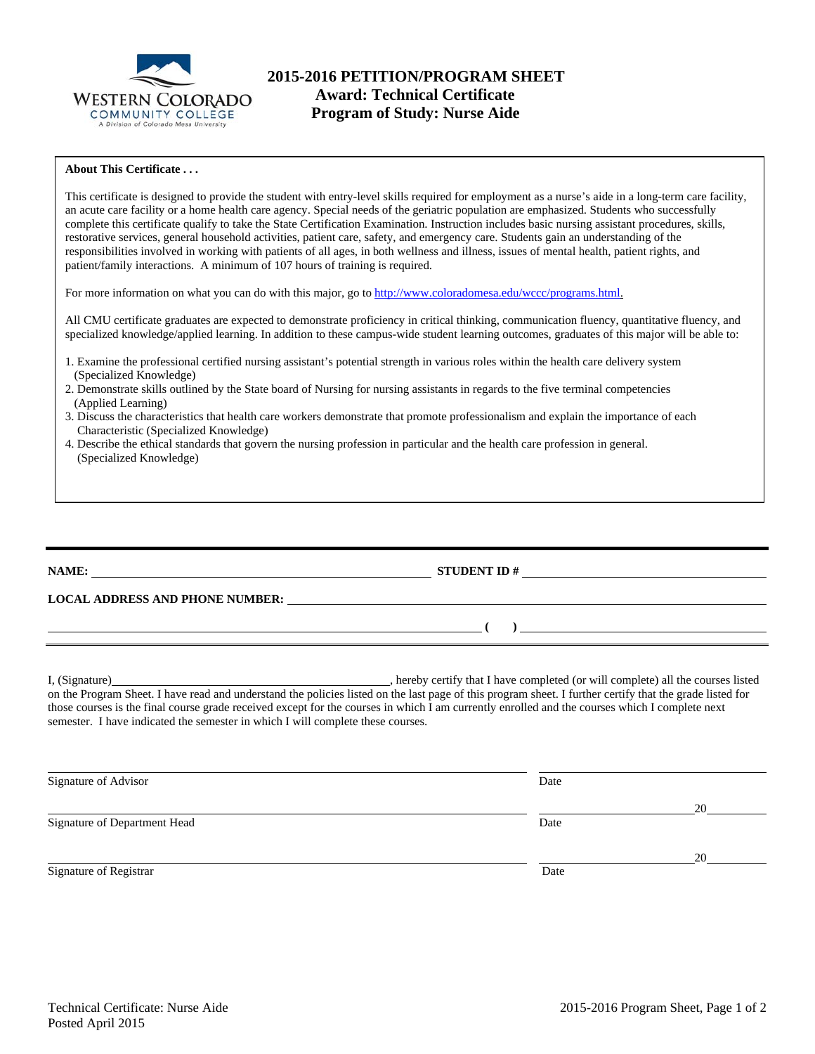# 2015-2016 PETITION/PROGRAM SHEET
## Award: Technical Certificate
## Program of Study: Nurse Aide

**About This Certificate . . .**

This certificate is designed to provide the student with entry-level skills required for employment as a nurse's aide in a long-term care facility, an acute care facility or a home health care agency. Special needs of the geriatric population are emphasized. Students who successfully complete this certificate qualify to take the State Certification Examination. Instruction includes basic nursing assistant procedures, skills, restorative services, general household activities, patient care, safety, and emergency care. Students gain an understanding of the responsibilities involved in working with patients of all ages, in both wellness and illness, issues of mental health, patient rights, and patient/family interactions. A minimum of 107 hours of training is required.

For more information on what you can do with this major, go to http://www.coloradomesa.edu/wccc/programs.html.

All CMU certificate graduates are expected to demonstrate proficiency in critical thinking, communication fluency, quantitative fluency, and specialized knowledge/applied learning. In addition to these campus-wide student learning outcomes, graduates of this major will be able to:

1. Examine the professional certified nursing assistant's potential strength in various roles within the health care delivery system (Specialized Knowledge)
2. Demonstrate skills outlined by the State board of Nursing for nursing assistants in regards to the five terminal competencies (Applied Learning)
3. Discuss the characteristics that health care workers demonstrate that promote professionalism and explain the importance of each Characteristic (Specialized Knowledge)
4. Describe the ethical standards that govern the nursing profession in particular and the health care profession in general. (Specialized Knowledge)

---

**NAME:** ______________________________ **STUDENT ID #** ______________________________

**LOCAL ADDRESS AND PHONE NUMBER:** ______________________________

______________________________ **( )** ______________________________

I, (Signature)______________________________, hereby certify that I have completed (or will complete) all the courses listed on the Program Sheet. I have read and understand the policies listed on the last page of this program sheet. I further certify that the grade listed for those courses is the final course grade received except for the courses in which I am currently enrolled and the courses which I complete next semester. I have indicated the semester in which I will complete these courses.

______________________________ ______________________________
Signature of Advisor Date

______________________________ ____________________20________
Signature of Department Head Date

______________________________ ____________________20________
Signature of Registrar Date

Technical Certificate: Nurse Aide
Posted April 2015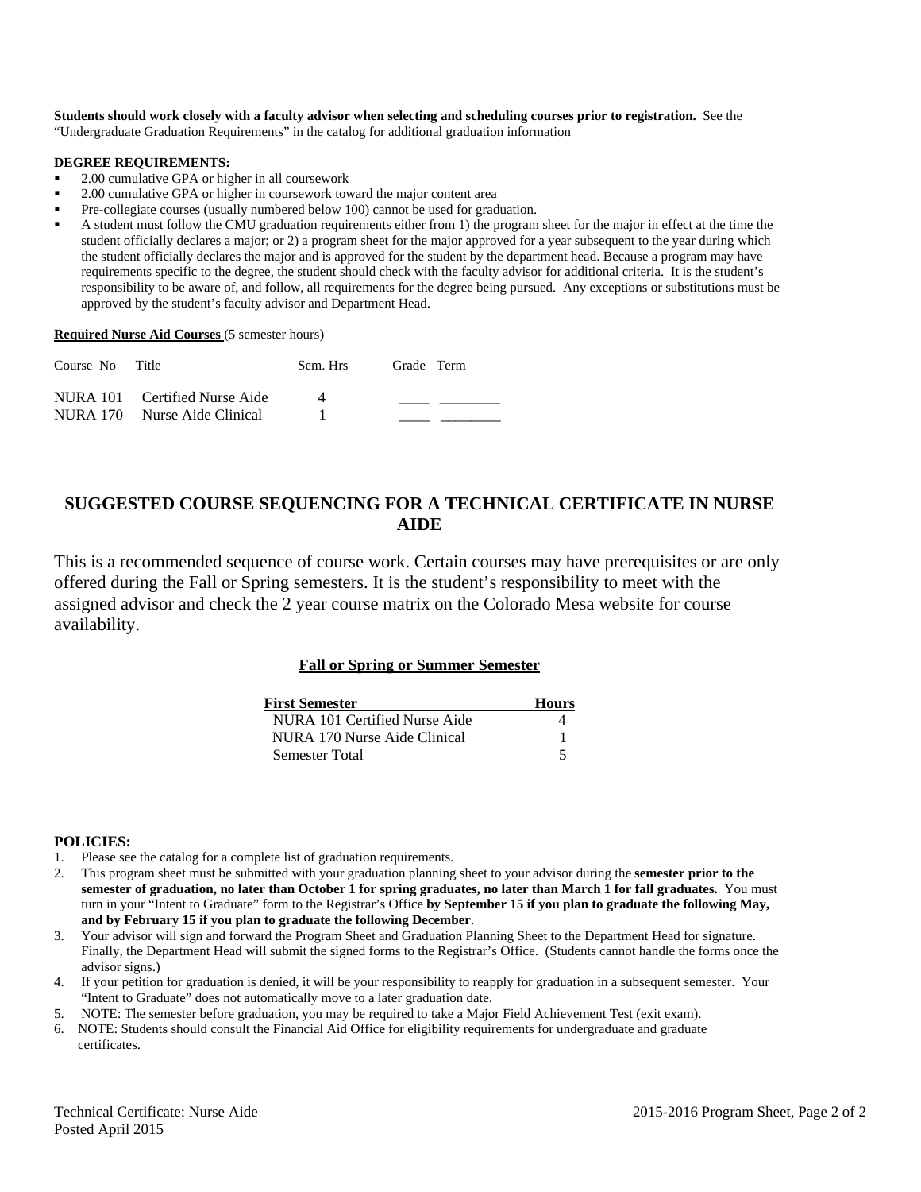**Students should work closely with a faculty advisor when selecting and scheduling courses prior to registration.** See the "Undergraduate Graduation Requirements" in the catalog for additional graduation information

**DEGREE REQUIREMENTS:**

- 2.00 cumulative GPA or higher in all coursework
- 2.00 cumulative GPA or higher in coursework toward the major content area
- Pre-collegiate courses (usually numbered below 100) cannot be used for graduation.
- A student must follow the CMU graduation requirements either from 1) the program sheet for the major in effect at the time the student officially declares a major; or 2) a program sheet for the major approved for a year subsequent to the year during which the student officially declares the major and is approved for the student by the department head. Because a program may have requirements specific to the degree, the student should check with the faculty advisor for additional criteria. It is the student's responsibility to be aware of, and follow, all requirements for the degree being pursued. Any exceptions or substitutions must be approved by the student's faculty advisor and Department Head.

**Required Nurse Aid Courses** (5 semester hours)

| Course No | Title | Sem. Hrs | Grade | Term |
|---|---|---|---|---|
| NURA 101 | Certified Nurse Aide | 4 | ____ | ________ |
| NURA 170 | Nurse Aide Clinical | 1 | ____ | ________ |

## SUGGESTED COURSE SEQUENCING FOR A TECHNICAL CERTIFICATE IN NURSE AIDE

This is a recommended sequence of course work. Certain courses may have prerequisites or are only offered during the Fall or Spring semesters. It is the student's responsibility to meet with the assigned advisor and check the 2 year course matrix on the Colorado Mesa website for course availability.

**Fall or Spring or Summer Semester**

| First Semester | Hours |
|---|---|
| NURA 101 Certified Nurse Aide | 4 |
| NURA 170 Nurse Aide Clinical | 1 |
| Semester Total | 5 |

**POLICIES:**

1. Please see the catalog for a complete list of graduation requirements.
2. This program sheet must be submitted with your graduation planning sheet to your advisor during the **semester prior to the semester of graduation, no later than October 1 for spring graduates, no later than March 1 for fall graduates.** You must turn in your "Intent to Graduate" form to the Registrar's Office **by September 15 if you plan to graduate the following May, and by February 15 if you plan to graduate the following December**.
3. Your advisor will sign and forward the Program Sheet and Graduation Planning Sheet to the Department Head for signature. Finally, the Department Head will submit the signed forms to the Registrar's Office. (Students cannot handle the forms once the advisor signs.)
4. If your petition for graduation is denied, it will be your responsibility to reapply for graduation in a subsequent semester. Your "Intent to Graduate" does not automatically move to a later graduation date.
5. NOTE: The semester before graduation, you may be required to take a Major Field Achievement Test (exit exam).
6. NOTE: Students should consult the Financial Aid Office for eligibility requirements for undergraduate and graduate certificates.